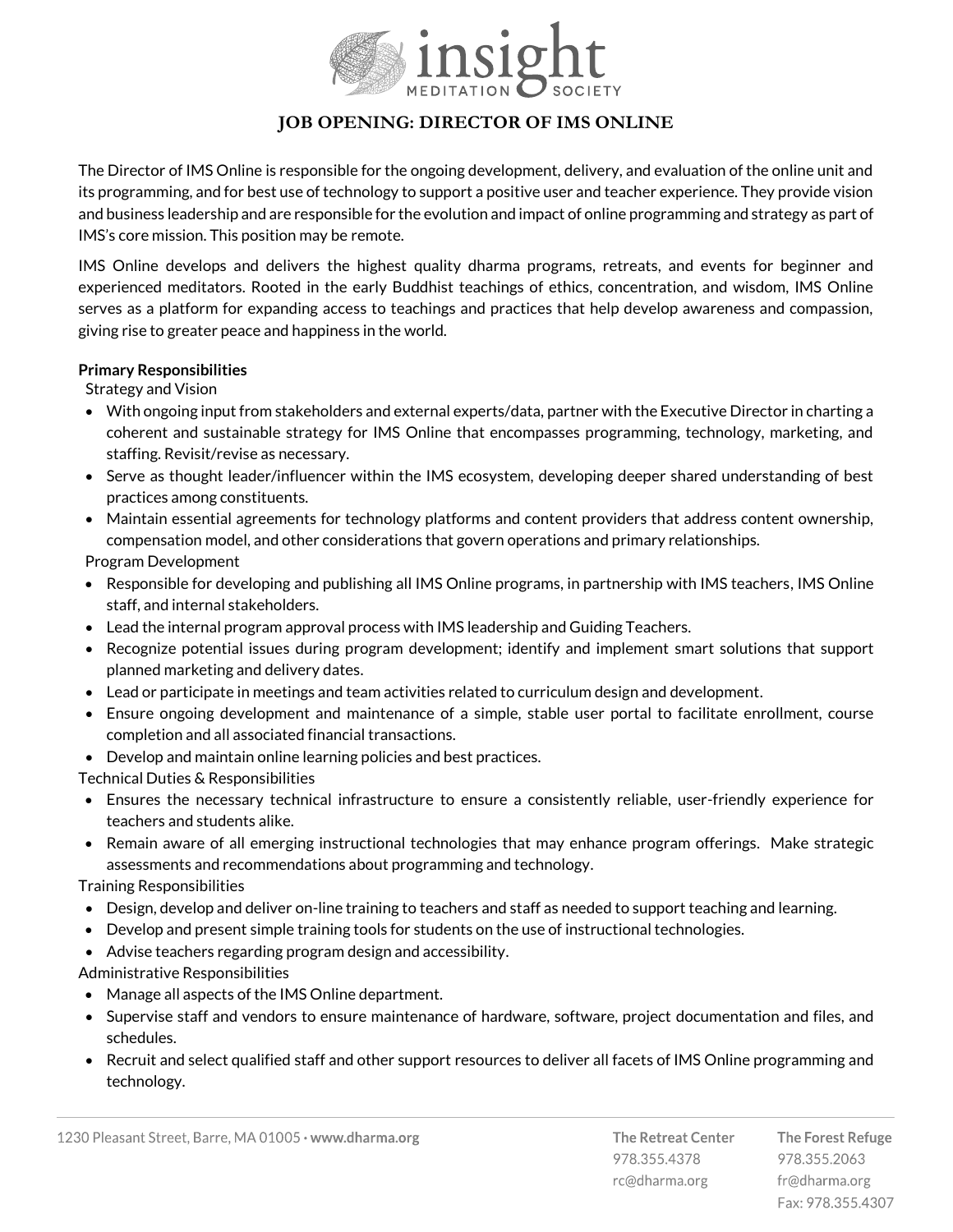# JOB OPENING: DIRECTOR OF IMS ONLINE

The Director of IMS Online is responsible for the ongoing development, delivery, and evaluation of the online unit and its programming, and for best use of technology to support a positive user and teacher experience. They provide vision and business leadership and are responsible for the evolution and impact of online programming and strategy as part of IMS's core mission. This position may be remote.

IMS Online develops and delivers the highest quality dharma programs, retreats, and events for beginner and experienced meditators. Rooted in the early Buddhist teachings of ethics, concentration, and wisdom, IMS Online serves as a platform for expanding access to teachings and practices that help develop awareness and compassion, giving rise to greater peace and happiness in the world.

**Primary Responsibilities**

Strategy and Vision

- With ongoing input from stakeholders and external experts/data, partner with the Executive Director in charting a coherent and sustainable strategy for IMS Online that encompasses programming, technology, marketing, and staffing. Revisit/revise as necessary.
- Serve as thought leader/influencer within the IMS ecosystem, developing deeper shared understanding of best practices among constituents.
- Maintain essential agreements for technology platforms and content providers that address content ownership, compensation model, and other considerations that govern operations and primary relationships.

Program Development

- Responsible for developing and publishing all IMS Online programs, in partnership with IMS teachers, IMS Online staff, and internal stakeholders.
- Lead the internal program approval process with IMS leadership and Guiding Teachers.
- Recognize potential issues during program development; identify and implement smart solutions that support planned marketing and delivery dates.
- Lead or participate in meetings and team activities related to curriculum design and development.
- Ensure ongoing development and maintenance of a simple, stable user portal to facilitate enrollment, course completion and all associated financial transactions.
- Develop and maintain online learning policies and best practices.

Technical Duties & Responsibilities

- Ensures the necessary technical infrastructure to ensure a consistently reliable, user-friendly experience for teachers and students alike.
- Remain aware of all emerging instructional technologies that may enhance program offerings. Make strategic assessments and recommendations about programming and technology.

Training Responsibilities

- Design, develop and deliver on-line training to teachers and staff as needed to support teaching and learning.
- Develop and present simple training tools for students on the use of instructional technologies.
- Advise teachers regarding program design and accessibility.

Administrative Responsibilities

- Manage all aspects of the IMS Online department.
- Supervise staff and vendors to ensure maintenance of hardware, software, project documentation and files, and schedules.
- Recruit and select qualified staff and other support resources to deliver all facets of IMS Online programming and technology.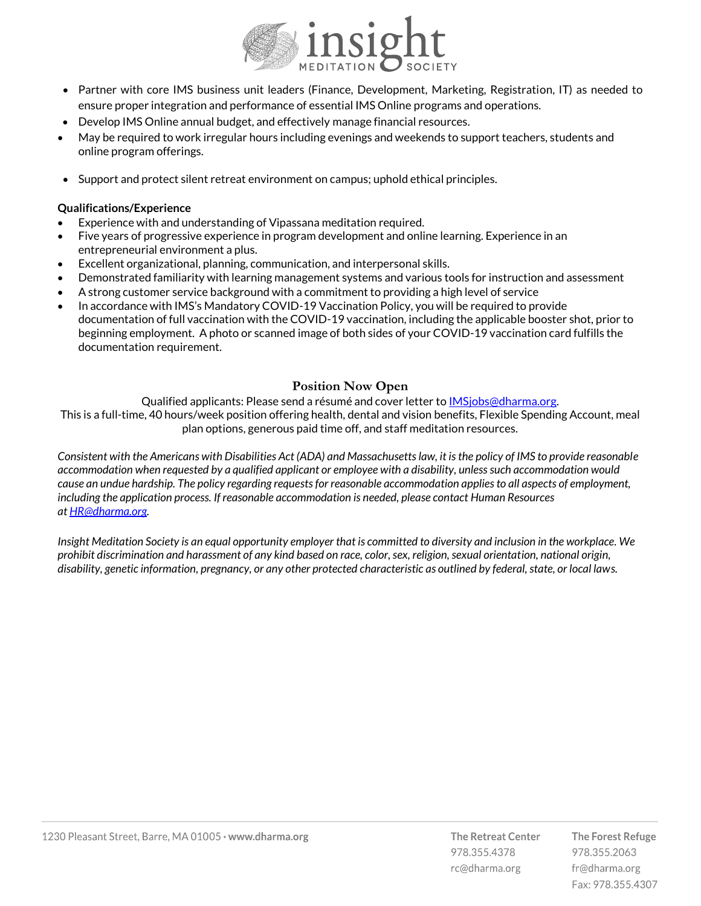- Partner with core IMS business unit leaders (Finance, Development, Marketing, Registration, IT) as needed to ensure proper integration and performance of essential IMS Online programs and operations.
- Develop IMS Online annual budget, and effectively manage financial resources.
- May be required to work irregular hours including evenings and weekends to support teachers, students and online program offerings.
- Support and protect silent retreat environment on campus; uphold ethical principles.

**Qualifications/Experience**

- Experience with and understanding of Vipassana meditation required.
- Five years of progressive experience in program development and online learning. Experience in an entrepreneurial environment a plus.
- Excellent organizational, planning, communication, and interpersonal skills.
- Demonstrated familiarity with learning management systems and various tools for instruction and assessment
- A strong customer service background with a commitment to providing a high level of service
- In accordance with IMS's Mandatory COVID-19 Vaccination Policy, you will be required to provide documentation of full vaccination with the COVID-19 vaccination, including the applicable booster shot, prior to beginning employment. A photo or scanned image of both sides of your COVID-19 vaccination card fulfills the documentation requirement.

## Position Now Open

Qualified applicants: Please send a résumé and cover letter to IMSjobs@dharma.org.
This is a full-time, 40 hours/week position offering health, dental and vision benefits, Flexible Spending Account, meal plan options, generous paid time off, and staff meditation resources.

*Consistent with the Americans with Disabilities Act (ADA) and Massachusetts law, it is the policy of IMS to provide reasonable accommodation when requested by a qualified applicant or employee with a disability, unless such accommodation would cause an undue hardship. The policy regarding requests for reasonable accommodation applies to all aspects of employment, including the application process. If reasonable accommodation is needed, please contact Human Resources at HR@dharma.org.*

*Insight Meditation Society is an equal opportunity employer that is committed to diversity and inclusion in the workplace. We prohibit discrimination and harassment of any kind based on race, color, sex, religion, sexual orientation, national origin, disability, genetic information, pregnancy, or any other protected characteristic as outlined by federal, state, or local laws.*